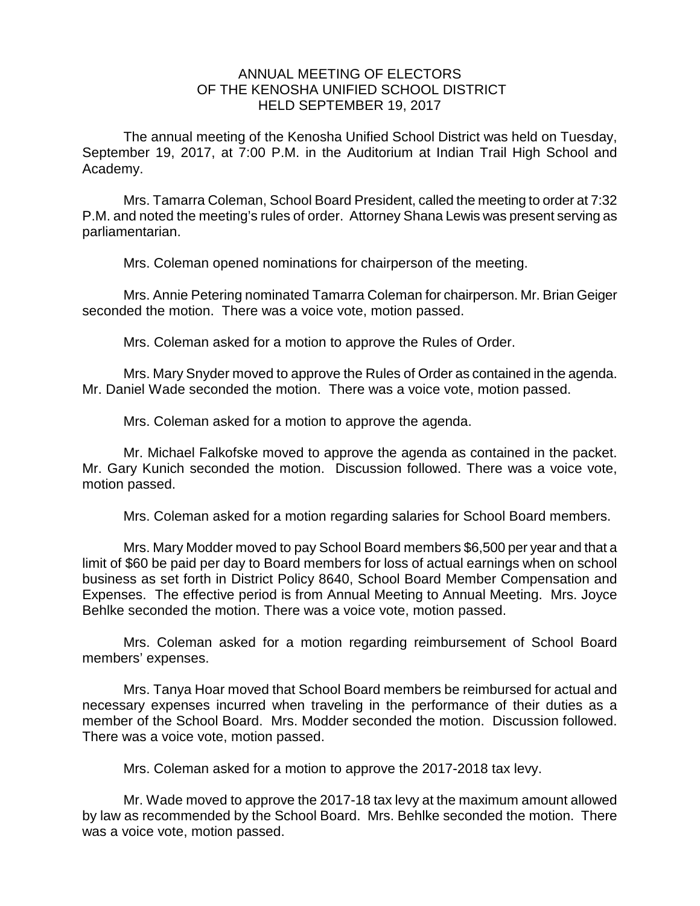# ANNUAL MEETING OF ELECTORS
# OF THE KENOSHA UNIFIED SCHOOL DISTRICT
# HELD SEPTEMBER 19, 2017

The annual meeting of the Kenosha Unified School District was held on Tuesday, September 19, 2017, at 7:00 P.M. in the Auditorium at Indian Trail High School and Academy.

Mrs. Tamarra Coleman, School Board President, called the meeting to order at 7:32 P.M. and noted the meeting's rules of order. Attorney Shana Lewis was present serving as parliamentarian.

Mrs. Coleman opened nominations for chairperson of the meeting.

Mrs. Annie Petering nominated Tamarra Coleman for chairperson. Mr. Brian Geiger seconded the motion. There was a voice vote, motion passed.

Mrs. Coleman asked for a motion to approve the Rules of Order.

Mrs. Mary Snyder moved to approve the Rules of Order as contained in the agenda. Mr. Daniel Wade seconded the motion. There was a voice vote, motion passed.

Mrs. Coleman asked for a motion to approve the agenda.

Mr. Michael Falkofske moved to approve the agenda as contained in the packet. Mr. Gary Kunich seconded the motion. Discussion followed. There was a voice vote, motion passed.

Mrs. Coleman asked for a motion regarding salaries for School Board members.

Mrs. Mary Modder moved to pay School Board members $6,500 per year and that a limit of $60 be paid per day to Board members for loss of actual earnings when on school business as set forth in District Policy 8640, School Board Member Compensation and Expenses. The effective period is from Annual Meeting to Annual Meeting. Mrs. Joyce Behlke seconded the motion. There was a voice vote, motion passed.

Mrs. Coleman asked for a motion regarding reimbursement of School Board members' expenses.

Mrs. Tanya Hoar moved that School Board members be reimbursed for actual and necessary expenses incurred when traveling in the performance of their duties as a member of the School Board. Mrs. Modder seconded the motion. Discussion followed. There was a voice vote, motion passed.

Mrs. Coleman asked for a motion to approve the 2017-2018 tax levy.

Mr. Wade moved to approve the 2017-18 tax levy at the maximum amount allowed by law as recommended by the School Board. Mrs. Behlke seconded the motion. There was a voice vote, motion passed.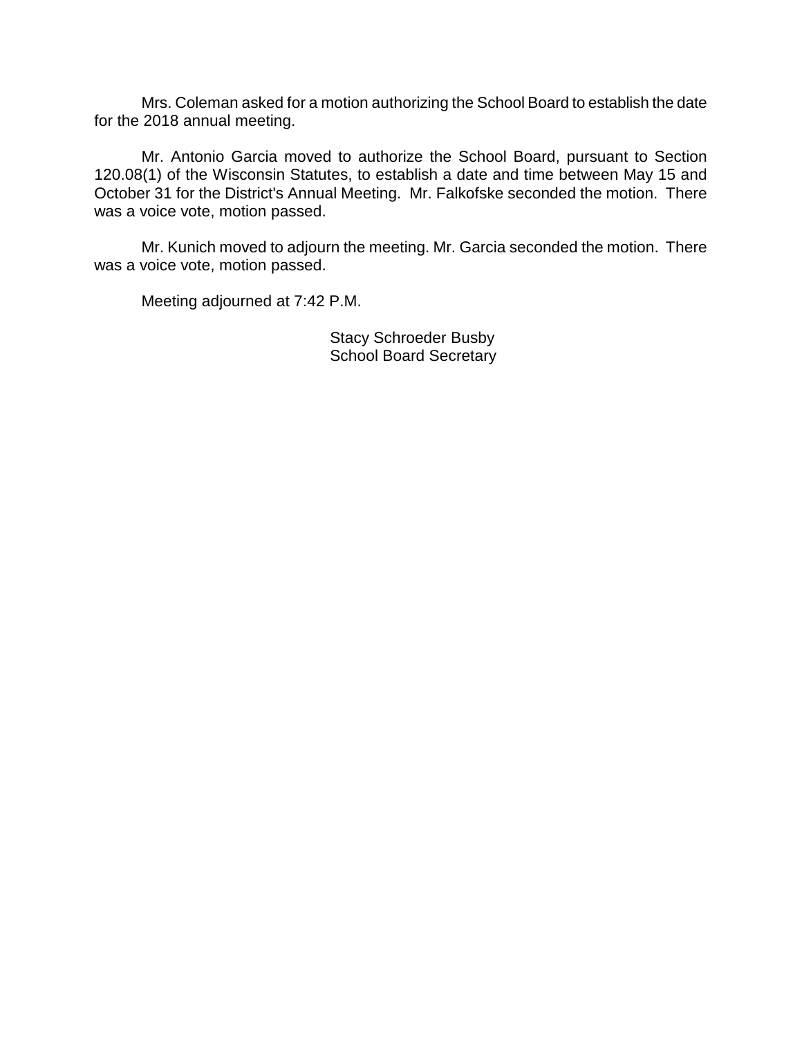Mrs. Coleman asked for a motion authorizing the School Board to establish the date for the 2018 annual meeting.

Mr. Antonio Garcia moved to authorize the School Board, pursuant to Section 120.08(1) of the Wisconsin Statutes, to establish a date and time between May 15 and October 31 for the District's Annual Meeting. Mr. Falkofske seconded the motion. There was a voice vote, motion passed.

Mr. Kunich moved to adjourn the meeting. Mr. Garcia seconded the motion. There was a voice vote, motion passed.

Meeting adjourned at 7:42 P.M.

Stacy Schroeder Busby
School Board Secretary